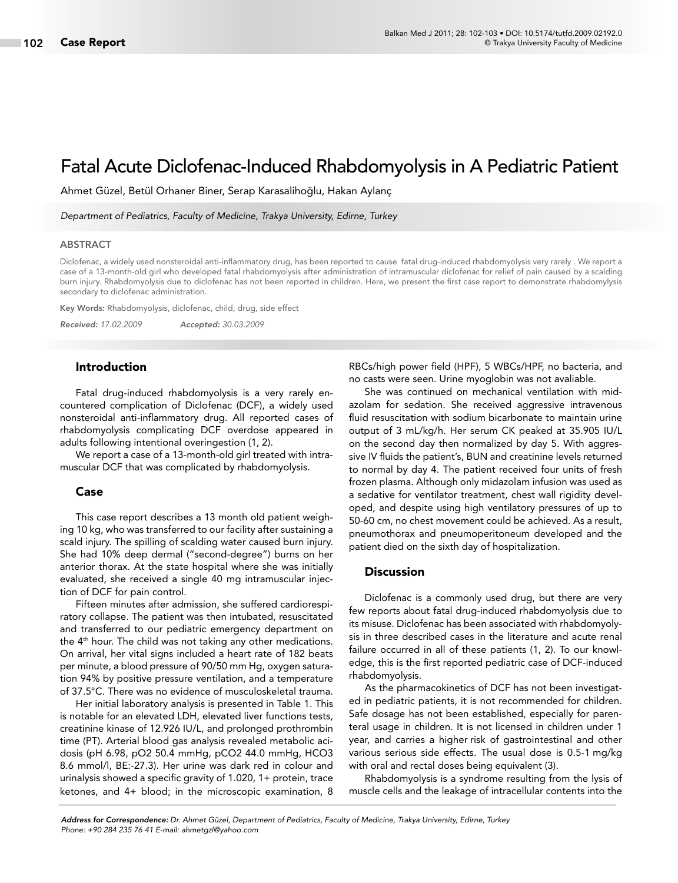# Fatal Acute Diclofenac-Induced Rhabdomyolysis in A Pediatric Patient

Ahmet Güzel, Betül Orhaner Biner, Serap Karasalihoğlu, Hakan Aylanç

*Department of Pediatrics, Faculty of Medicine, Trakya University, Edirne, Turkey*

## ABSTRACT

Diclofenac, a widely used nonsteroidal anti-inflammatory drug, has been reported to cause fatal drug-induced rhabdomyolysis very rarely . We report a case of a 13-month-old girl who developed fatal rhabdomyolysis after administration of intramuscular diclofenac for relief of pain caused by a scalding burn injury. Rhabdomyolysis due to diclofenac has not been reported in children. Here, we present the first case report to demonstrate rhabdomylysis secondary to diclofenac administration.

**Key Words:** Rhabdomyolysis, diclofenac, child, drug, side effect

*Received: 17.02.2009* *Accepted: 30.03.2009*

## Introduction

Fatal drug-induced rhabdomyolysis is a very rarely encountered complication of Diclofenac (DCF), a widely used nonsteroidal anti-inflammatory drug. All reported cases of rhabdomyolysis complicating DCF overdose appeared in adults following intentional overingestion (1, 2).

We report a case of a 13-month-old girl treated with intramuscular DCF that was complicated by rhabdomyolysis.

## Case

This case report describes a 13 month old patient weighing 10 kg, who was transferred to our facility after sustaining a scald injury. The spilling of scalding water caused burn injury. She had 10% deep dermal ("second-degree") burns on her anterior thorax. At the state hospital where she was initially evaluated, she received a single 40 mg intramuscular injection of DCF for pain control.

Fifteen minutes after admission, she suffered cardiorespiratory collapse. The patient was then intubated, resuscitated and transferred to our pediatric emergency department on the 4[th] hour. The child was not taking any other medications. On arrival, her vital signs included a heart rate of 182 beats per minute, a blood pressure of 90/50 mm Hg, oxygen saturation 94% by positive pressure ventilation, and a temperature of 37.5°C. There was no evidence of musculoskeletal trauma.

Her initial laboratory analysis is presented in Table 1. This is notable for an elevated LDH, elevated liver functions tests, creatinine kinase of 12.926 IU/L, and prolonged prothrombin time (PT). Arterial blood gas analysis revealed metabolic acidosis (pH 6.98, pO2 50.4 mmHg, pCO2 44.0 mmHg, HCO3 8.6 mmol/l, BE:-27.3). Her urine was dark red in colour and urinalysis showed a specific gravity of 1.020, 1+ protein, trace ketones, and 4+ blood; in the microscopic examination, 8 RBCs/high power field (HPF), 5 WBCs/HPF, no bacteria, and no casts were seen. Urine myoglobin was not avaliable.

She was continued on mechanical ventilation with midazolam for sedation. She received aggressive intravenous fluid resuscitation with sodium bicarbonate to maintain urine output of 3 mL/kg/h. Her serum CK peaked at 35.905 IU/L on the second day then normalized by day 5. With aggressive IV fluids the patient's, BUN and creatinine levels returned to normal by day 4. The patient received four units of fresh frozen plasma. Although only midazolam infusion was used as a sedative for ventilator treatment, chest wall rigidity developed, and despite using high ventilatory pressures of up to 50-60 cm, no chest movement could be achieved. As a result, pneumothorax and pneumoperitoneum developed and the patient died on the sixth day of hospitalization.

## Discussion

Diclofenac is a commonly used drug, but there are very few reports about fatal drug-induced rhabdomyolysis due to its misuse. Diclofenac has been associated with rhabdomyolysis in three described cases in the literature and acute renal failure occurred in all of these patients (1, 2). To our knowledge, this is the first reported pediatric case of DCF-induced rhabdomyolysis.

As the pharmacokinetics of DCF has not been investigated in pediatric patients, it is not recommended for children. Safe dosage has not been established, especially for parenteral usage in children. It is not licensed in children under 1 year, and carries a higher risk of gastrointestinal and other various serious side effects. The usual dose is 0.5-1 mg/kg with oral and rectal doses being equivalent (3).

Rhabdomyolysis is a syndrome resulting from the lysis of muscle cells and the leakage of intracellular contents into the

*Address for Correspondence: Dr. Ahmet Güzel, Department of Pediatrics, Faculty of Medicine, Trakya University, Edirne, Turkey*
*Phone: +90 284 235 76 41 E-mail: ahmetgzl@yahoo.com*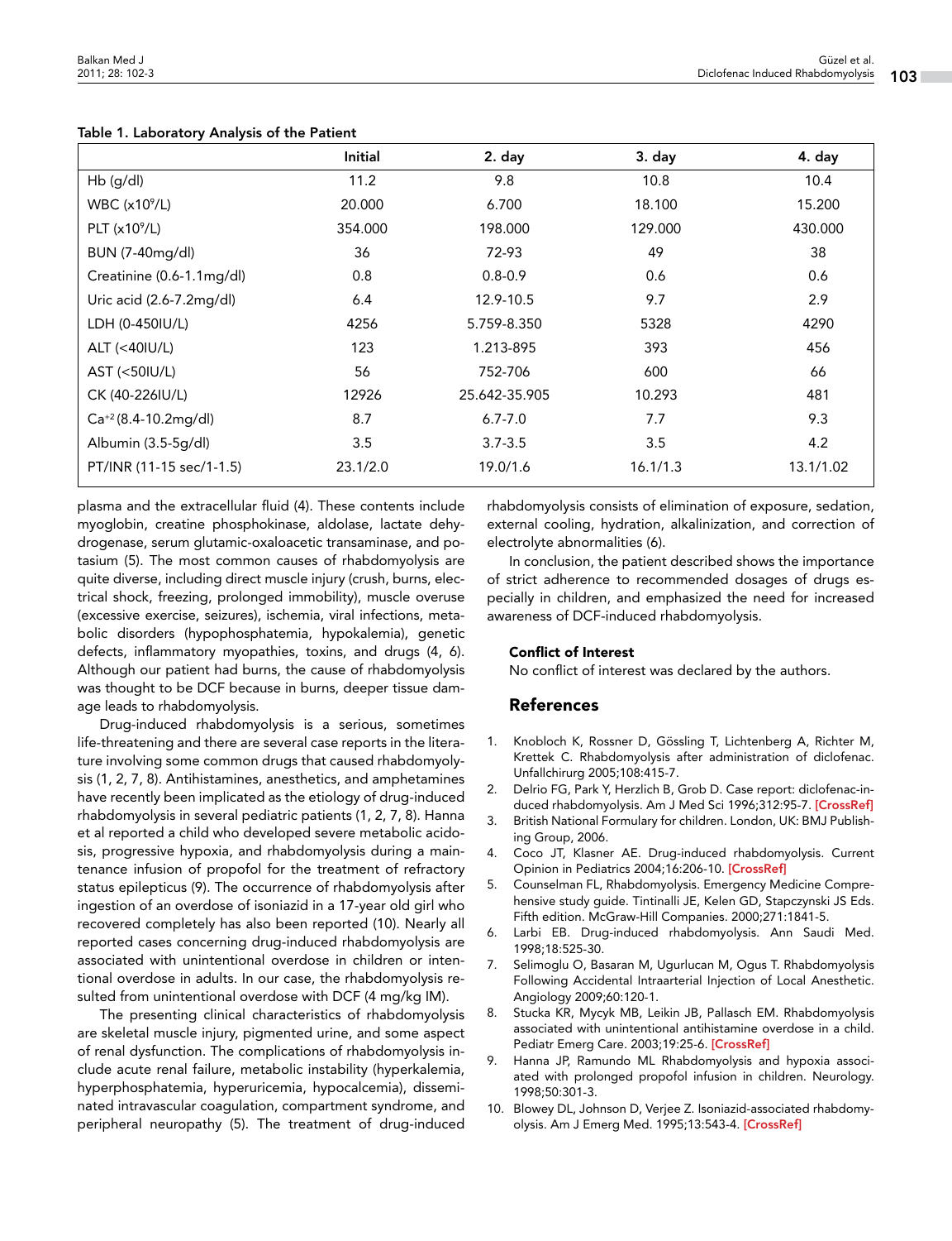**Table 1. Laboratory Analysis of the Patient**

| | Initial | 2. day | 3. day | 4. day |
|---|---|---|---|---|
| Hb (g/dl) | 11.2 | 9.8 | 10.8 | 10.4 |
| WBC ($x10^9/L$) | 20.000 | 6.700 | 18.100 | 15.200 |
| PLT ($x10^9/L$) | 354.000 | 198.000 | 129.000 | 430.000 |
| BUN (7-40mg/dl) | 36 | 72-93 | 49 | 38 |
| Creatinine (0.6-1.1mg/dl) | 0.8 | 0.8-0.9 | 0.6 | 0.6 |
| Uric acid (2.6-7.2mg/dl) | 6.4 | 12.9-10.5 | 9.7 | 2.9 |
| LDH (0-450IU/L) | 4256 | 5.759-8.350 | 5328 | 4290 |
| ALT (<40IU/L) | 123 | 1.213-895 | 393 | 456 |
| AST (<50IU/L) | 56 | 752-706 | 600 | 66 |
| CK (40-226IU/L) | 12926 | 25.642-35.905 | 10.293 | 481 |
| $Ca^{+2}$ (8.4-10.2mg/dl) | 8.7 | 6.7-7.0 | 7.7 | 9.3 |
| Albumin (3.5-5g/dl) | 3.5 | 3.7-3.5 | 3.5 | 4.2 |
| PT/INR (11-15 sec/1-1.5) | 23.1/2.0 | 19.0/1.6 | 16.1/1.3 | 13.1/1.02 |

plasma and the extracellular fluid (4). These contents include myoglobin, creatine phosphokinase, aldolase, lactate dehydrogenase, serum glutamic-oxaloacetic transaminase, and potasium (5). The most common causes of rhabdomyolysis are quite diverse, including direct muscle injury (crush, burns, electrical shock, freezing, prolonged immobility), muscle overuse (excessive exercise, seizures), ischemia, viral infections, metabolic disorders (hypophosphatemia, hypokalemia), genetic defects, inflammatory myopathies, toxins, and drugs (4, 6). Although our patient had burns, the cause of rhabdomyolysis was thought to be DCF because in burns, deeper tissue damage leads to rhabdomyolysis.

Drug-induced rhabdomyolysis is a serious, sometimes life-threatening and there are several case reports in the literature involving some common drugs that caused rhabdomyolysis (1, 2, 7, 8). Antihistamines, anesthetics, and amphetamines have recently been implicated as the etiology of drug-induced rhabdomyolysis in several pediatric patients (1, 2, 7, 8). Hanna et al reported a child who developed severe metabolic acidosis, progressive hypoxia, and rhabdomyolysis during a maintenance infusion of propofol for the treatment of refractory status epilepticus (9). The occurrence of rhabdomyolysis after ingestion of an overdose of isoniazid in a 17-year old girl who recovered completely has also been reported (10). Nearly all reported cases concerning drug-induced rhabdomyolysis are associated with unintentional overdose in children or intentional overdose in adults. In our case, the rhabdomyolysis resulted from unintentional overdose with DCF (4 mg/kg IM).

The presenting clinical characteristics of rhabdomyolysis are skeletal muscle injury, pigmented urine, and some aspect of renal dysfunction. The complications of rhabdomyolysis include acute renal failure, metabolic instability (hyperkalemia, hyperphosphatemia, hyperuricemia, hypocalcemia), disseminated intravascular coagulation, compartment syndrome, and peripheral neuropathy (5). The treatment of drug-induced rhabdomyolysis consists of elimination of exposure, sedation, external cooling, hydration, alkalinization, and correction of electrolyte abnormalities (6).

In conclusion, the patient described shows the importance of strict adherence to recommended dosages of drugs especially in children, and emphasized the need for increased awareness of DCF-induced rhabdomyolysis.

### Conflict of Interest

No conflict of interest was declared by the authors.

## References

1. Knobloch K, Rossner D, Gössling T, Lichtenberg A, Richter M, Krettek C. Rhabdomyolysis after administration of diclofenac. Unfallchirurg 2005;108:415-7.
2. Delrio FG, Park Y, Herzlich B, Grob D. Case report: diclofenac-induced rhabdomyolysis. Am J Med Sci 1996;312:95-7. [CrossRef]
3. British National Formulary for children. London, UK: BMJ Publishing Group, 2006.
4. Coco JT, Klasner AE. Drug-induced rhabdomyolysis. Current Opinion in Pediatrics 2004;16:206-10. [CrossRef]
5. Counselman FL, Rhabdomyolysis. Emergency Medicine Comprehensive study guide. Tintinalli JE, Kelen GD, Stapczynski JS Eds. Fifth edition. McGraw-Hill Companies. 2000;271:1841-5.
6. Larbi EB. Drug-induced rhabdomyolysis. Ann Saudi Med. 1998;18:525-30.
7. Selimoglu O, Basaran M, Ugurlucan M, Ogus T. Rhabdomyolysis Following Accidental Intraarterial Injection of Local Anesthetic. Angiology 2009;60:120-1.
8. Stucka KR, Mycyk MB, Leikin JB, Pallasch EM. Rhabdomyolysis associated with unintentional antihistamine overdose in a child. Pediatr Emerg Care. 2003;19:25-6. [CrossRef]
9. Hanna JP, Ramundo ML Rhabdomyolysis and hypoxia associated with prolonged propofol infusion in children. Neurology. 1998;50:301-3.
10. Blowey DL, Johnson D, Verjee Z. Isoniazid-associated rhabdomyolysis. Am J Emerg Med. 1995;13:543-4. [CrossRef]